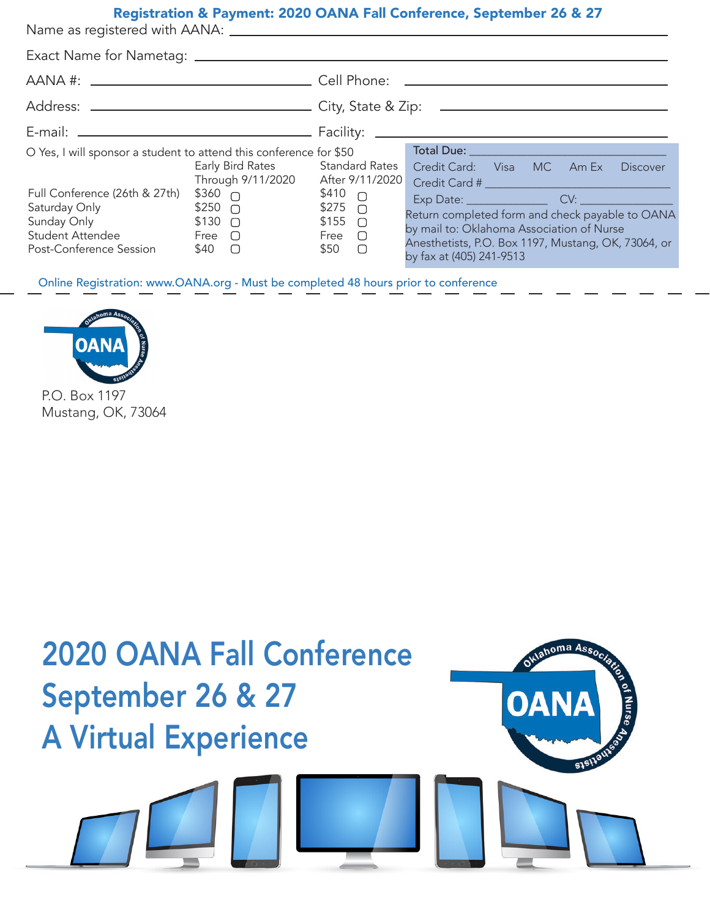## Registration & Payment: 2020 OANA Fall Conference, September 26 & 27

Name as registered with AANA: ______________________________

Exact Name for Nametag: ______________________________

AANA #: ______________________ Cell Phone: ______________________

Address: ______________________ City, State & Zip: ______________________

E-mail: ______________________ Facility: ______________________

O Yes, I will sponsor a student to attend this conference for $50

| | Early Bird Rates Through 9/11/2020 | Standard Rates After 9/11/2020 |
|---|---|---|
| Full Conference (26th & 27th) | $360 ▢ | $410 ▢ |
| Saturday Only | $250 ▢ | $275 ▢ |
| Sunday Only | $130 ▢ | $155 ▢ |
| Student Attendee | Free ▢ | Free ▢ |
| Post-Conference Session | $40 ▢ | $50 ▢ |

Total Due: ______________________

Credit Card: Visa MC Am Ex Discover

Credit Card # ______________________

Exp Date: ____________ CV: ____________

Return completed form and check payable to OANA by mail to: Oklahoma Association of Nurse Anesthetists, P.O. Box 1197, Mustang, OK, 73064, or by fax at (405) 241-9513

Online Registration: www.OANA.org - Must be completed 48 hours prior to conference

OANA – Oklahoma Association of Nurse Anesthetists

P.O. Box 1197
Mustang, OK, 73064

# 2020 OANA Fall Conference
# September 26 & 27
# A Virtual Experience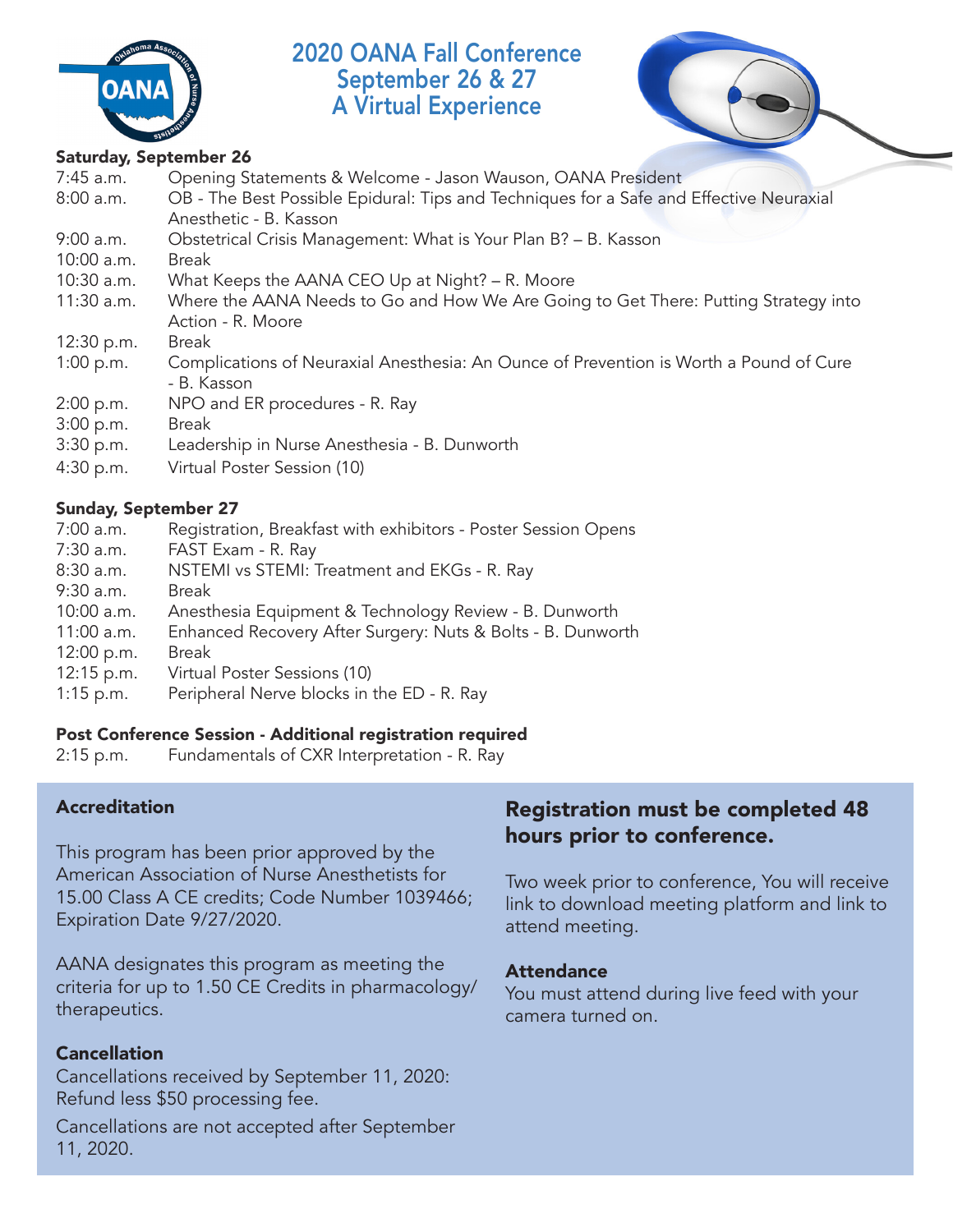# 2020 OANA Fall Conference
## September 26 & 27
## A Virtual Experience

### Saturday, September 26

| | |
|---|---|
| 7:45 a.m. | Opening Statements & Welcome - Jason Wauson, OANA President |
| 8:00 a.m. | OB - The Best Possible Epidural: Tips and Techniques for a Safe and Effective Neuraxial Anesthetic - B. Kasson |
| 9:00 a.m. | Obstetrical Crisis Management: What is Your Plan B? – B. Kasson |
| 10:00 a.m. | Break |
| 10:30 a.m. | What Keeps the AANA CEO Up at Night? – R. Moore |
| 11:30 a.m. | Where the AANA Needs to Go and How We Are Going to Get There: Putting Strategy into Action - R. Moore |
| 12:30 p.m. | Break |
| 1:00 p.m. | Complications of Neuraxial Anesthesia: An Ounce of Prevention is Worth a Pound of Cure - B. Kasson |
| 2:00 p.m. | NPO and ER procedures - R. Ray |
| 3:00 p.m. | Break |
| 3:30 p.m. | Leadership in Nurse Anesthesia - B. Dunworth |
| 4:30 p.m. | Virtual Poster Session (10) |

### Sunday, September 27

| | |
|---|---|
| 7:00 a.m. | Registration, Breakfast with exhibitors - Poster Session Opens |
| 7:30 a.m. | FAST Exam - R. Ray |
| 8:30 a.m. | NSTEMI vs STEMI: Treatment and EKGs - R. Ray |
| 9:30 a.m. | Break |
| 10:00 a.m. | Anesthesia Equipment & Technology Review - B. Dunworth |
| 11:00 a.m. | Enhanced Recovery After Surgery: Nuts & Bolts - B. Dunworth |
| 12:00 p.m. | Break |
| 12:15 p.m. | Virtual Poster Sessions (10) |
| 1:15 p.m. | Peripheral Nerve blocks in the ED - R. Ray |

### Post Conference Session - Additional registration required

| | |
|---|---|
| 2:15 p.m. | Fundamentals of CXR Interpretation - R. Ray |

### Accreditation

This program has been prior approved by the American Association of Nurse Anesthetists for 15.00 Class A CE credits; Code Number 1039466; Expiration Date 9/27/2020.

AANA designates this program as meeting the criteria for up to 1.50 CE Credits in pharmacology/ therapeutics.

### Cancellation

Cancellations received by September 11, 2020: Refund less $50 processing fee.

Cancellations are not accepted after September 11, 2020.

### Registration must be completed 48 hours prior to conference.

Two week prior to conference, You will receive link to download meeting platform and link to attend meeting.

### Attendance

You must attend during live feed with your camera turned on.